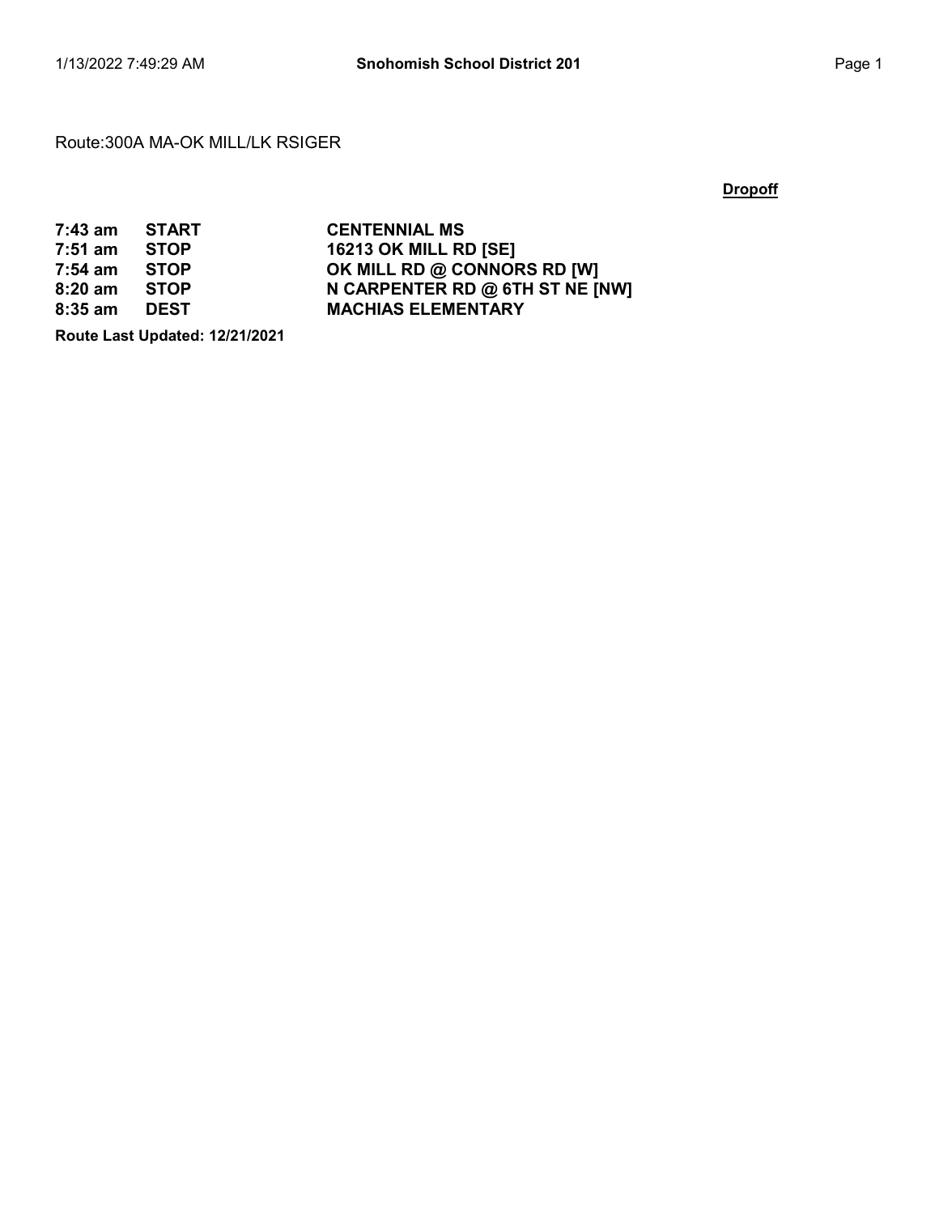Route:300A MA-OK MILL/LK RSIGER

**Dropoff**

| | | |
|---|---|---|
| **7:43 am** | **START** | **CENTENNIAL MS** |
| **7:51 am** | **STOP** | **16213 OK MILL RD [SE]** |
| **7:54 am** | **STOP** | **OK MILL RD @ CONNORS RD [W]** |
| **8:20 am** | **STOP** | **N CARPENTER RD @ 6TH ST NE [NW]** |
| **8:35 am** | **DEST** | **MACHIAS ELEMENTARY** |

**Route Last Updated: 12/21/2021**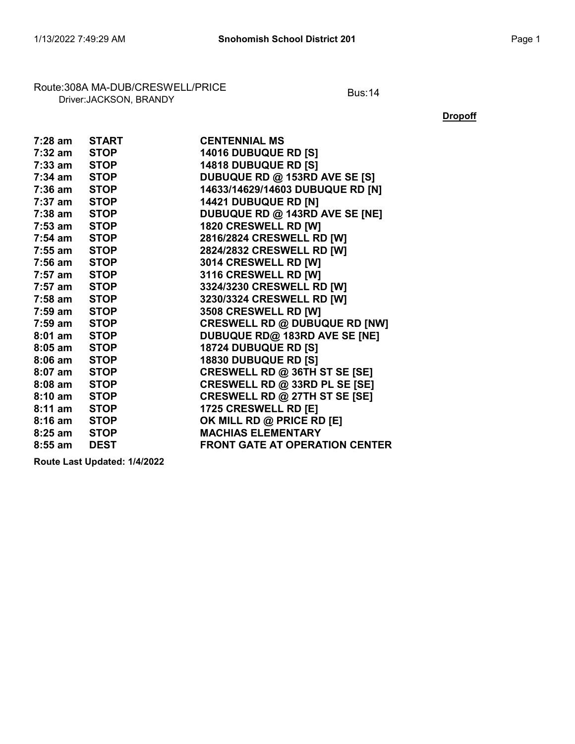Route:308A MA-DUB/CRESWELL/PRICE
Driver:JACKSON, BRANDY

Bus:14

**Dropoff**

| Time | Type | Location |
|---|---|---|
| 7:28 am | START | CENTENNIAL MS |
| 7:32 am | STOP | 14016 DUBUQUE RD [S] |
| 7:33 am | STOP | 14818 DUBUQUE RD [S] |
| 7:34 am | STOP | DUBUQUE RD @ 153RD AVE SE [S] |
| 7:36 am | STOP | 14633/14629/14603 DUBUQUE RD [N] |
| 7:37 am | STOP | 14421 DUBUQUE RD [N] |
| 7:38 am | STOP | DUBUQUE RD @ 143RD AVE SE [NE] |
| 7:53 am | STOP | 1820 CRESWELL RD [W] |
| 7:54 am | STOP | 2816/2824 CRESWELL RD [W] |
| 7:55 am | STOP | 2824/2832 CRESWELL RD [W] |
| 7:56 am | STOP | 3014 CRESWELL RD [W] |
| 7:57 am | STOP | 3116 CRESWELL RD [W] |
| 7:57 am | STOP | 3324/3230 CRESWELL RD [W] |
| 7:58 am | STOP | 3230/3324 CRESWELL RD [W] |
| 7:59 am | STOP | 3508 CRESWELL RD [W] |
| 7:59 am | STOP | CRESWELL RD @ DUBUQUE RD [NW] |
| 8:01 am | STOP | DUBUQUE RD@ 183RD AVE SE [NE] |
| 8:05 am | STOP | 18724 DUBUQUE RD [S] |
| 8:06 am | STOP | 18830 DUBUQUE RD [S] |
| 8:07 am | STOP | CRESWELL RD @ 36TH ST SE [SE] |
| 8:08 am | STOP | CRESWELL RD @ 33RD PL SE [SE] |
| 8:10 am | STOP | CRESWELL RD @ 27TH ST SE [SE] |
| 8:11 am | STOP | 1725 CRESWELL RD [E] |
| 8:16 am | STOP | OK MILL RD @ PRICE RD [E] |
| 8:25 am | STOP | MACHIAS ELEMENTARY |
| 8:55 am | DEST | FRONT GATE AT OPERATION CENTER |

**Route Last Updated: 1/4/2022**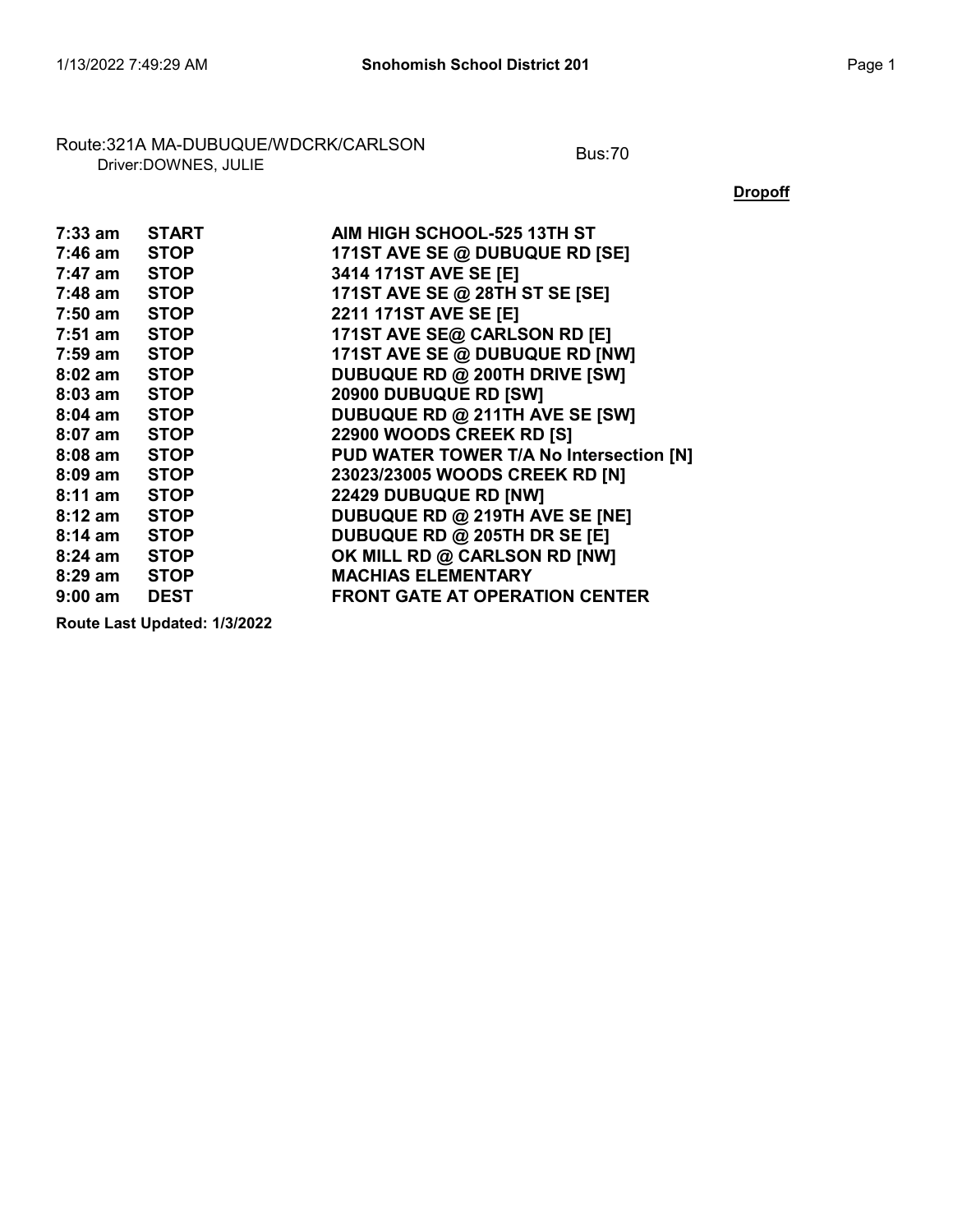Route:321A MA-DUBUQUE/WDCRK/CARLSON
Driver:DOWNES, JULIE

Bus:70

**Dropoff**

| | | |
|---|---|---|
| **7:33 am** | **START** | **AIM HIGH SCHOOL-525 13TH ST** |
| **7:46 am** | **STOP** | **171ST AVE SE @ DUBUQUE RD [SE]** |
| **7:47 am** | **STOP** | **3414 171ST AVE SE [E]** |
| **7:48 am** | **STOP** | **171ST AVE SE @ 28TH ST SE [SE]** |
| **7:50 am** | **STOP** | **2211 171ST AVE SE [E]** |
| **7:51 am** | **STOP** | **171ST AVE SE@ CARLSON RD [E]** |
| **7:59 am** | **STOP** | **171ST AVE SE @ DUBUQUE RD [NW]** |
| **8:02 am** | **STOP** | **DUBUQUE RD @ 200TH DRIVE [SW]** |
| **8:03 am** | **STOP** | **20900 DUBUQUE RD [SW]** |
| **8:04 am** | **STOP** | **DUBUQUE RD @ 211TH AVE SE [SW]** |
| **8:07 am** | **STOP** | **22900 WOODS CREEK RD [S]** |
| **8:08 am** | **STOP** | **PUD WATER TOWER T/A No Intersection [N]** |
| **8:09 am** | **STOP** | **23023/23005 WOODS CREEK RD [N]** |
| **8:11 am** | **STOP** | **22429 DUBUQUE RD [NW]** |
| **8:12 am** | **STOP** | **DUBUQUE RD @ 219TH AVE SE [NE]** |
| **8:14 am** | **STOP** | **DUBUQUE RD @ 205TH DR SE [E]** |
| **8:24 am** | **STOP** | **OK MILL RD @ CARLSON RD [NW]** |
| **8:29 am** | **STOP** | **MACHIAS ELEMENTARY** |
| **9:00 am** | **DEST** | **FRONT GATE AT OPERATION CENTER** |

**Route Last Updated: 1/3/2022**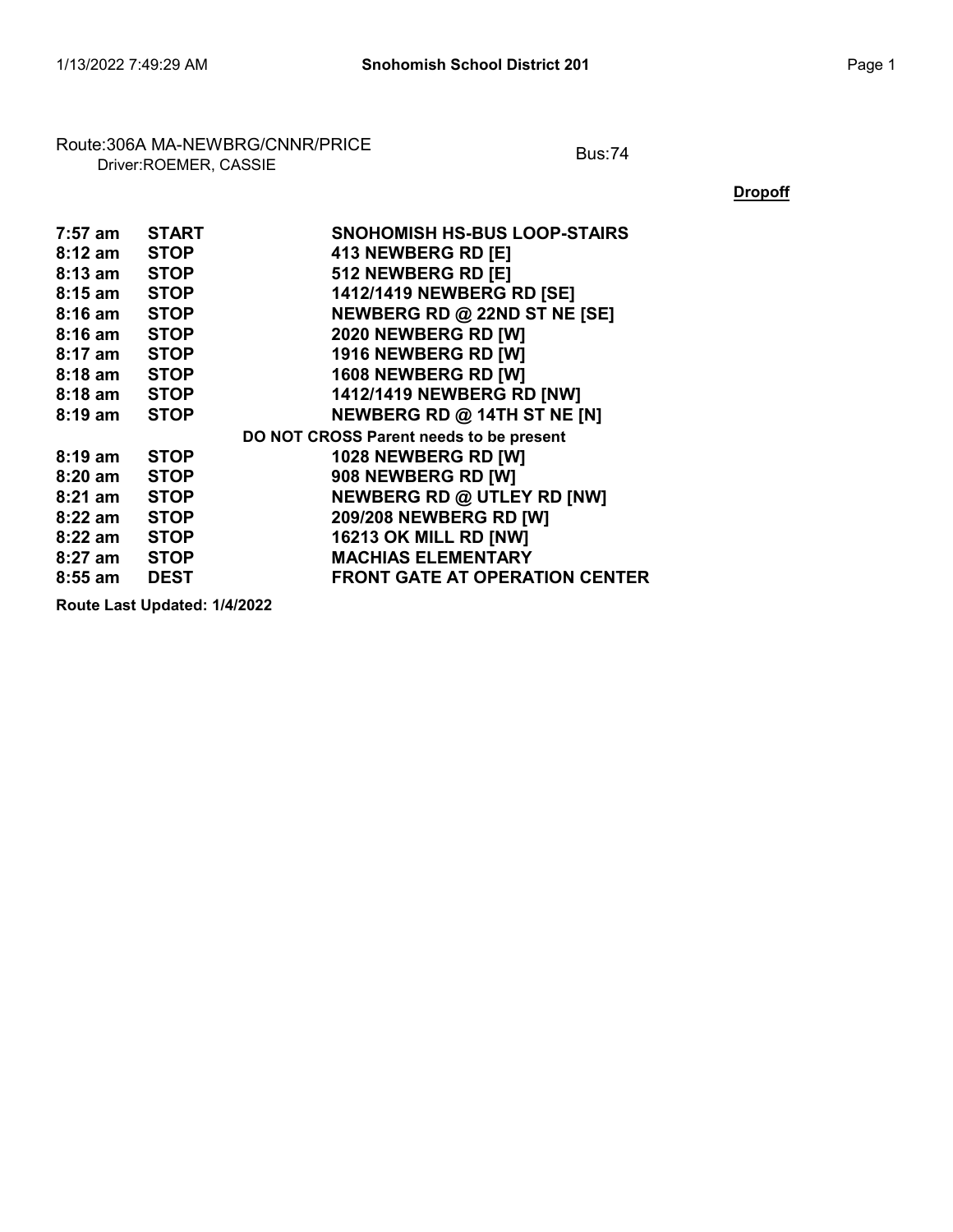Route:306A MA-NEWBRG/CNNR/PRICE
Driver:ROEMER, CASSIE

Bus:74

**Dropoff**

| | | |
|---|---|---|
| **7:57 am** | **START** | **SNOHOMISH HS-BUS LOOP-STAIRS** |
| **8:12 am** | **STOP** | **413 NEWBERG RD [E]** |
| **8:13 am** | **STOP** | **512 NEWBERG RD [E]** |
| **8:15 am** | **STOP** | **1412/1419 NEWBERG RD [SE]** |
| **8:16 am** | **STOP** | **NEWBERG RD @ 22ND ST NE [SE]** |
| **8:16 am** | **STOP** | **2020 NEWBERG RD [W]** |
| **8:17 am** | **STOP** | **1916 NEWBERG RD [W]** |
| **8:18 am** | **STOP** | **1608 NEWBERG RD [W]** |
| **8:18 am** | **STOP** | **1412/1419 NEWBERG RD [NW]** |
| **8:19 am** | **STOP** | **NEWBERG RD @ 14TH ST NE [N]** |
| | | **DO NOT CROSS Parent needs to be present** |
| **8:19 am** | **STOP** | **1028 NEWBERG RD [W]** |
| **8:20 am** | **STOP** | **908 NEWBERG RD [W]** |
| **8:21 am** | **STOP** | **NEWBERG RD @ UTLEY RD [NW]** |
| **8:22 am** | **STOP** | **209/208 NEWBERG RD [W]** |
| **8:22 am** | **STOP** | **16213 OK MILL RD [NW]** |
| **8:27 am** | **STOP** | **MACHIAS ELEMENTARY** |
| **8:55 am** | **DEST** | **FRONT GATE AT OPERATION CENTER** |

**Route Last Updated: 1/4/2022**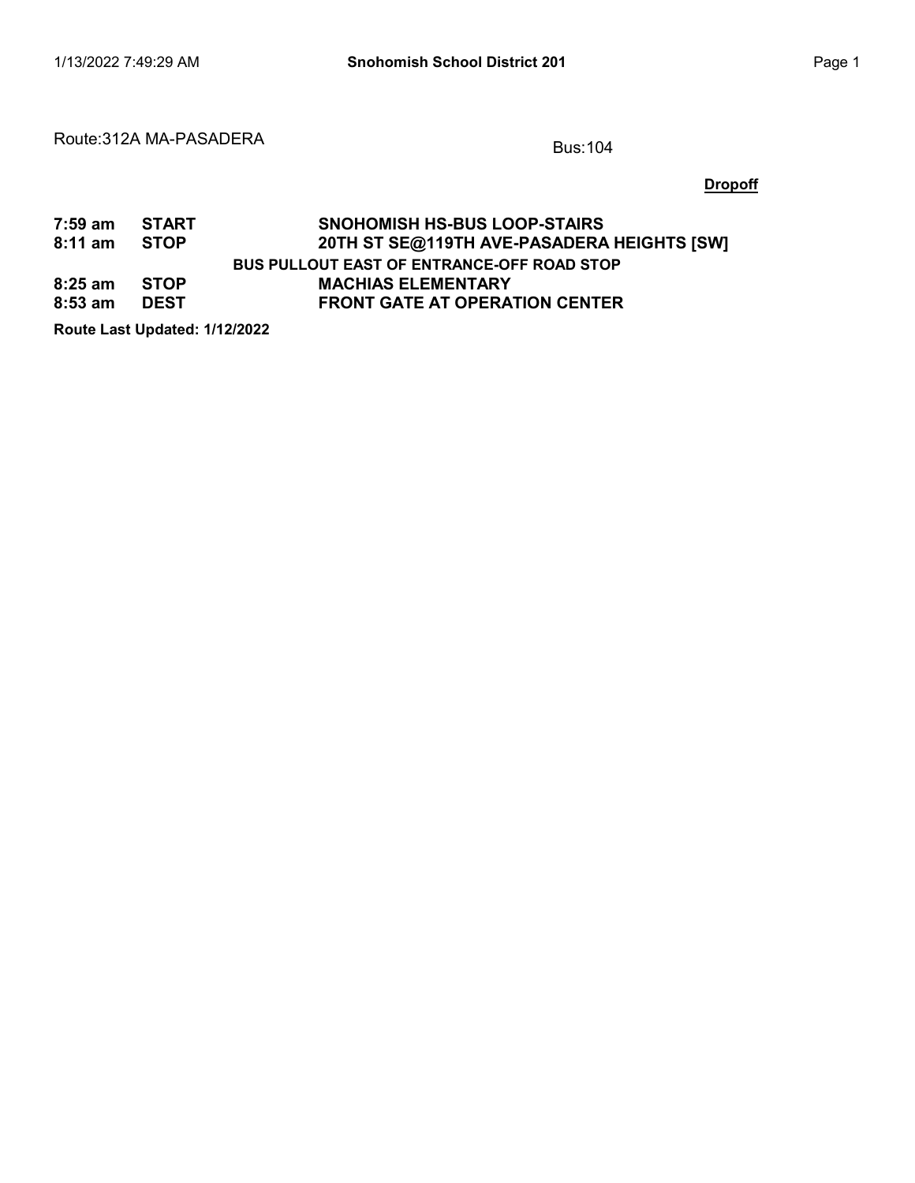Route:312A MA-PASADERA

Bus:104

**Dropoff**

| | | |
|---|---|---|
| **7:59 am** | **START** | **SNOHOMISH HS-BUS LOOP-STAIRS** |
| **8:11 am** | **STOP** | **20TH ST SE@119TH AVE-PASADERA HEIGHTS [SW]** |
| | | **BUS PULLOUT EAST OF ENTRANCE-OFF ROAD STOP** |
| **8:25 am** | **STOP** | **MACHIAS ELEMENTARY** |
| **8:53 am** | **DEST** | **FRONT GATE AT OPERATION CENTER** |

**Route Last Updated: 1/12/2022**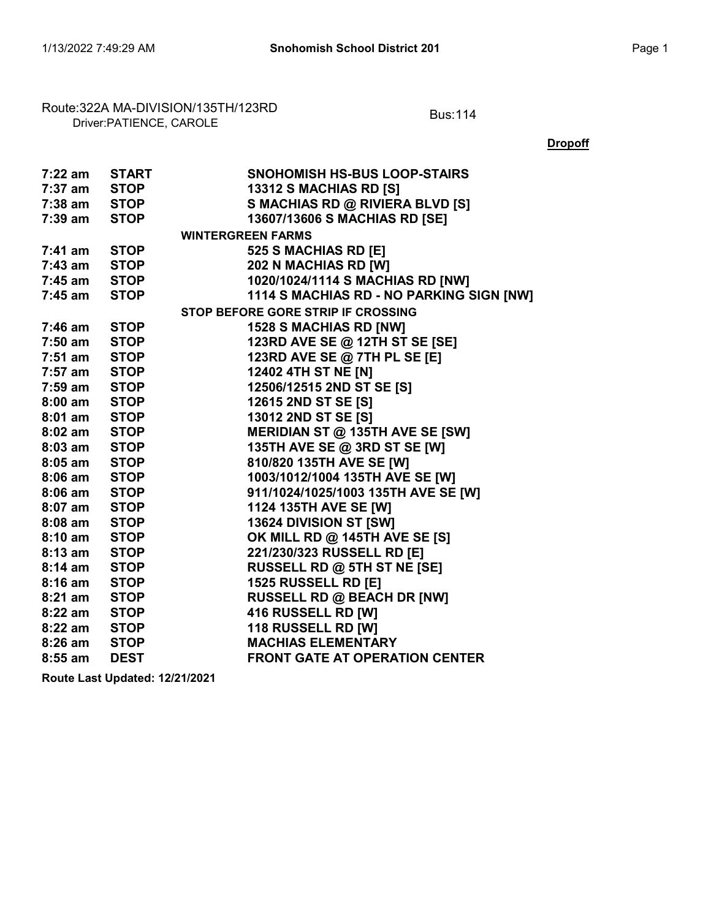Route:322A MA-DIVISION/135TH/123RD
Driver:PATIENCE, CAROLE

Bus:114

**Dropoff**

| | | |
|---|---|---|
| **7:22 am** | **START** | **SNOHOMISH HS-BUS LOOP-STAIRS** |
| **7:37 am** | **STOP** | **13312 S MACHIAS RD [S]** |
| **7:38 am** | **STOP** | **S MACHIAS RD @ RIVIERA BLVD [S]** |
| **7:39 am** | **STOP** | **13607/13606 S MACHIAS RD [SE]** |
| | | **WINTERGREEN FARMS** |
| **7:41 am** | **STOP** | **525 S MACHIAS RD [E]** |
| **7:43 am** | **STOP** | **202 N MACHIAS RD [W]** |
| **7:45 am** | **STOP** | **1020/1024/1114 S MACHIAS RD [NW]** |
| **7:45 am** | **STOP** | **1114 S MACHIAS RD - NO PARKING SIGN [NW]** |
| | | **STOP BEFORE GORE STRIP IF CROSSING** |
| **7:46 am** | **STOP** | **1528 S MACHIAS RD [NW]** |
| **7:50 am** | **STOP** | **123RD AVE SE @ 12TH ST SE [SE]** |
| **7:51 am** | **STOP** | **123RD AVE SE @ 7TH PL SE [E]** |
| **7:57 am** | **STOP** | **12402 4TH ST NE [N]** |
| **7:59 am** | **STOP** | **12506/12515 2ND ST SE [S]** |
| **8:00 am** | **STOP** | **12615 2ND ST SE [S]** |
| **8:01 am** | **STOP** | **13012 2ND ST SE [S]** |
| **8:02 am** | **STOP** | **MERIDIAN ST @ 135TH AVE SE [SW]** |
| **8:03 am** | **STOP** | **135TH AVE SE @ 3RD ST SE [W]** |
| **8:05 am** | **STOP** | **810/820 135TH AVE SE [W]** |
| **8:06 am** | **STOP** | **1003/1012/1004 135TH AVE SE [W]** |
| **8:06 am** | **STOP** | **911/1024/1025/1003 135TH AVE SE [W]** |
| **8:07 am** | **STOP** | **1124 135TH AVE SE [W]** |
| **8:08 am** | **STOP** | **13624 DIVISION ST [SW]** |
| **8:10 am** | **STOP** | **OK MILL RD @ 145TH AVE SE [S]** |
| **8:13 am** | **STOP** | **221/230/323 RUSSELL RD [E]** |
| **8:14 am** | **STOP** | **RUSSELL RD @ 5TH ST NE [SE]** |
| **8:16 am** | **STOP** | **1525 RUSSELL RD [E]** |
| **8:21 am** | **STOP** | **RUSSELL RD @ BEACH DR [NW]** |
| **8:22 am** | **STOP** | **416 RUSSELL RD [W]** |
| **8:22 am** | **STOP** | **118 RUSSELL RD [W]** |
| **8:26 am** | **STOP** | **MACHIAS ELEMENTARY** |
| **8:55 am** | **DEST** | **FRONT GATE AT OPERATION CENTER** |

**Route Last Updated: 12/21/2021**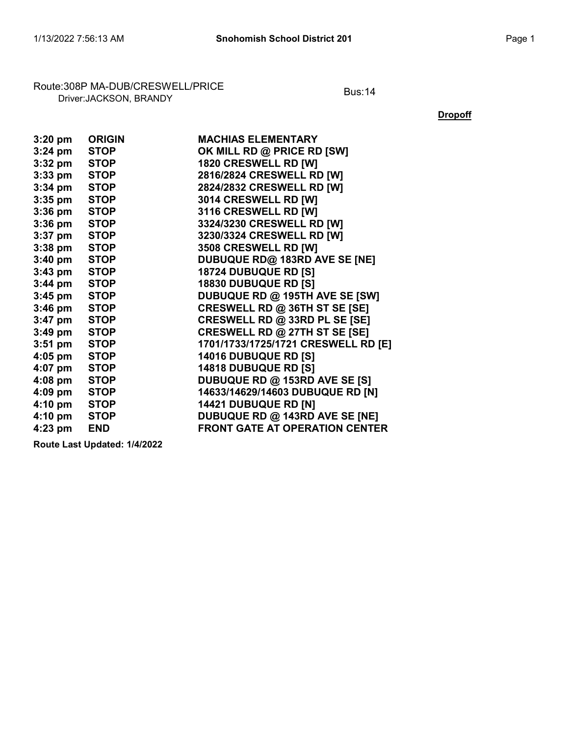Route:308P MA-DUB/CRESWELL/PRICE
Driver:JACKSON, BRANDY

Bus:14

**Dropoff**

| | | |
|---|---|---|
| **3:20 pm** | **ORIGIN** | **MACHIAS ELEMENTARY** |
| **3:24 pm** | **STOP** | **OK MILL RD @ PRICE RD [SW]** |
| **3:32 pm** | **STOP** | **1820 CRESWELL RD [W]** |
| **3:33 pm** | **STOP** | **2816/2824 CRESWELL RD [W]** |
| **3:34 pm** | **STOP** | **2824/2832 CRESWELL RD [W]** |
| **3:35 pm** | **STOP** | **3014 CRESWELL RD [W]** |
| **3:36 pm** | **STOP** | **3116 CRESWELL RD [W]** |
| **3:36 pm** | **STOP** | **3324/3230 CRESWELL RD [W]** |
| **3:37 pm** | **STOP** | **3230/3324 CRESWELL RD [W]** |
| **3:38 pm** | **STOP** | **3508 CRESWELL RD [W]** |
| **3:40 pm** | **STOP** | **DUBUQUE RD@ 183RD AVE SE [NE]** |
| **3:43 pm** | **STOP** | **18724 DUBUQUE RD [S]** |
| **3:44 pm** | **STOP** | **18830 DUBUQUE RD [S]** |
| **3:45 pm** | **STOP** | **DUBUQUE RD @ 195TH AVE SE [SW]** |
| **3:46 pm** | **STOP** | **CRESWELL RD @ 36TH ST SE [SE]** |
| **3:47 pm** | **STOP** | **CRESWELL RD @ 33RD PL SE [SE]** |
| **3:49 pm** | **STOP** | **CRESWELL RD @ 27TH ST SE [SE]** |
| **3:51 pm** | **STOP** | **1701/1733/1725/1721 CRESWELL RD [E]** |
| **4:05 pm** | **STOP** | **14016 DUBUQUE RD [S]** |
| **4:07 pm** | **STOP** | **14818 DUBUQUE RD [S]** |
| **4:08 pm** | **STOP** | **DUBUQUE RD @ 153RD AVE SE [S]** |
| **4:09 pm** | **STOP** | **14633/14629/14603 DUBUQUE RD [N]** |
| **4:10 pm** | **STOP** | **14421 DUBUQUE RD [N]** |
| **4:10 pm** | **STOP** | **DUBUQUE RD @ 143RD AVE SE [NE]** |
| **4:23 pm** | **END** | **FRONT GATE AT OPERATION CENTER** |

**Route Last Updated: 1/4/2022**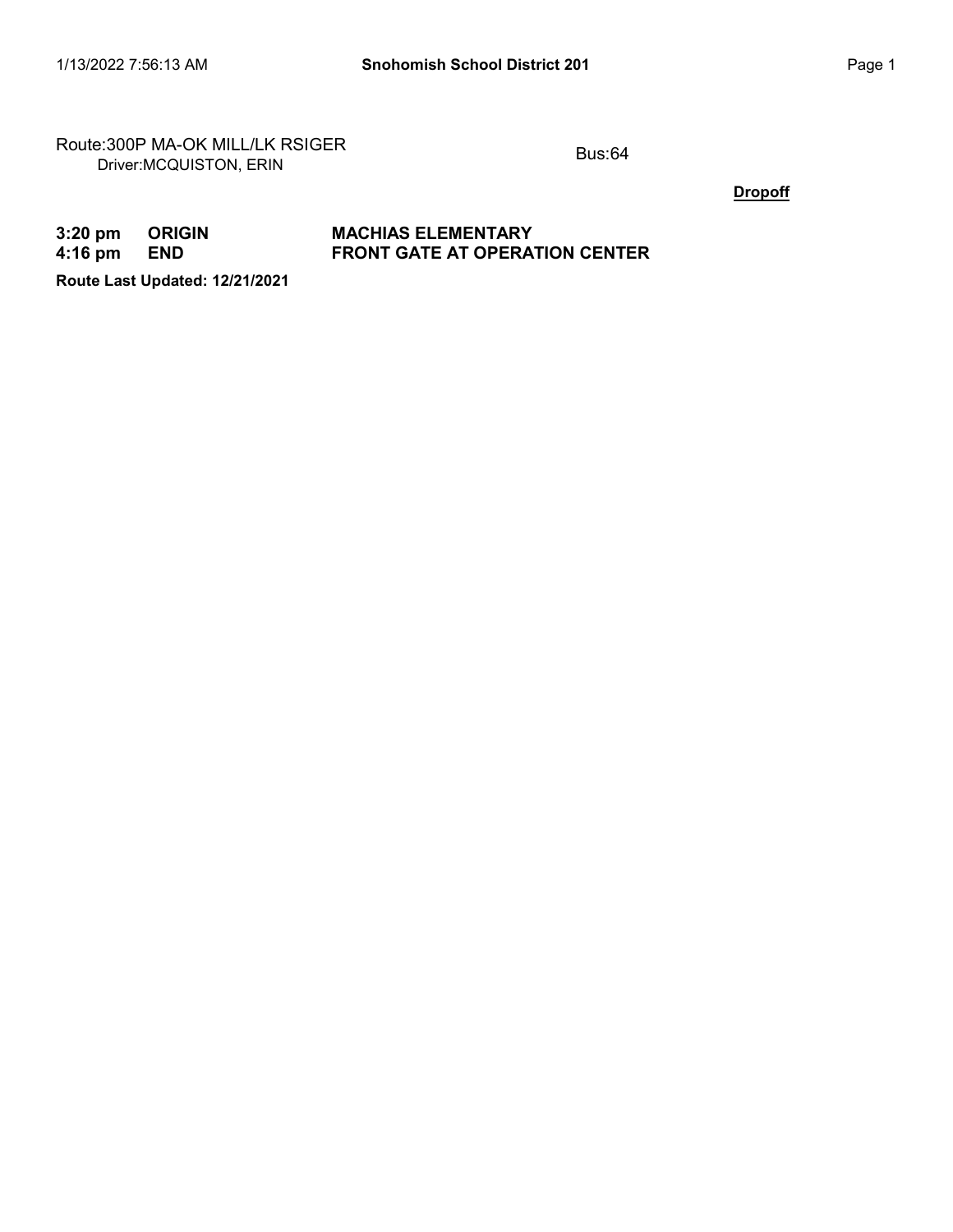Route:300P MA-OK MILL/LK RSIGER
Driver:MCQUISTON, ERIN

Bus:64

**Dropoff**

| | | |
|---|---|---|
| **3:20 pm** | **ORIGIN** | **MACHIAS ELEMENTARY** |
| **4:16 pm** | **END** | **FRONT GATE AT OPERATION CENTER** |

**Route Last Updated: 12/21/2021**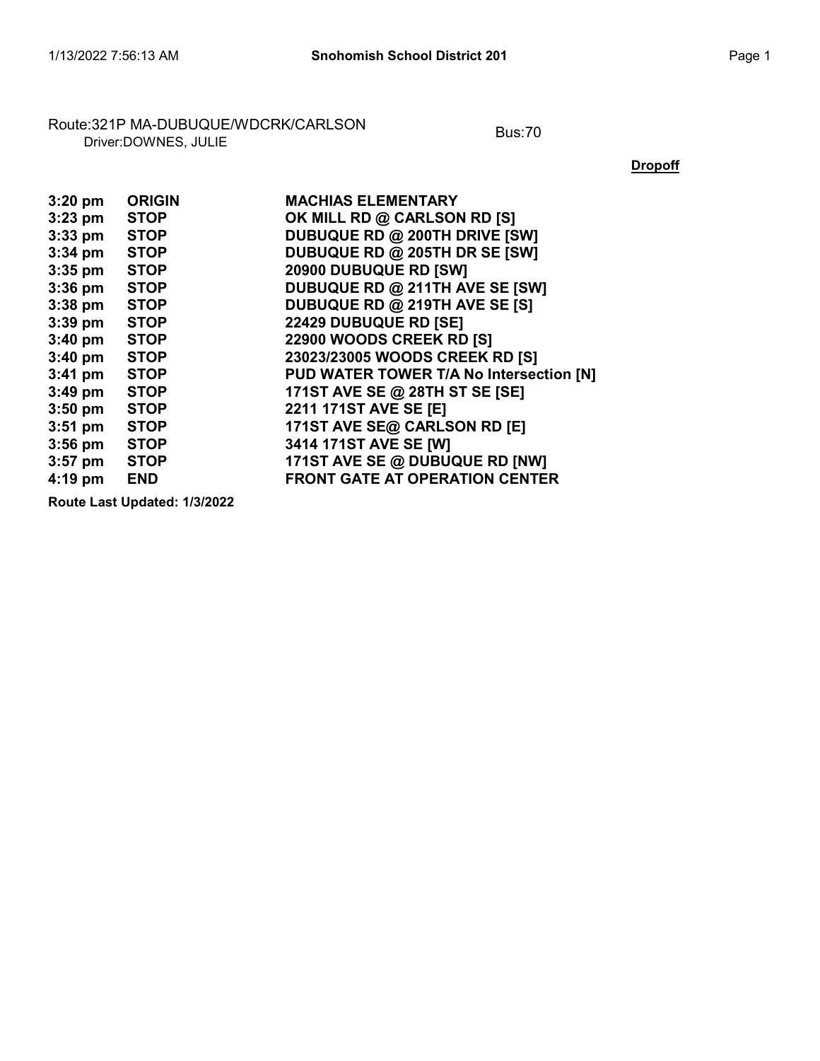Route:321P MA-DUBUQUE/WDCRK/CARLSON
Driver:DOWNES, JULIE

Bus:70

**Dropoff**

| | | |
|---|---|---|
| **3:20 pm** | **ORIGIN** | **MACHIAS ELEMENTARY** |
| **3:23 pm** | **STOP** | **OK MILL RD @ CARLSON RD [S]** |
| **3:33 pm** | **STOP** | **DUBUQUE RD @ 200TH DRIVE [SW]** |
| **3:34 pm** | **STOP** | **DUBUQUE RD @ 205TH DR SE [SW]** |
| **3:35 pm** | **STOP** | **20900 DUBUQUE RD [SW]** |
| **3:36 pm** | **STOP** | **DUBUQUE RD @ 211TH AVE SE [SW]** |
| **3:38 pm** | **STOP** | **DUBUQUE RD @ 219TH AVE SE [S]** |
| **3:39 pm** | **STOP** | **22429 DUBUQUE RD [SE]** |
| **3:40 pm** | **STOP** | **22900 WOODS CREEK RD [S]** |
| **3:40 pm** | **STOP** | **23023/23005 WOODS CREEK RD [S]** |
| **3:41 pm** | **STOP** | **PUD WATER TOWER T/A No Intersection [N]** |
| **3:49 pm** | **STOP** | **171ST AVE SE @ 28TH ST SE [SE]** |
| **3:50 pm** | **STOP** | **2211 171ST AVE SE [E]** |
| **3:51 pm** | **STOP** | **171ST AVE SE@ CARLSON RD [E]** |
| **3:56 pm** | **STOP** | **3414 171ST AVE SE [W]** |
| **3:57 pm** | **STOP** | **171ST AVE SE @ DUBUQUE RD [NW]** |
| **4:19 pm** | **END** | **FRONT GATE AT OPERATION CENTER** |

**Route Last Updated: 1/3/2022**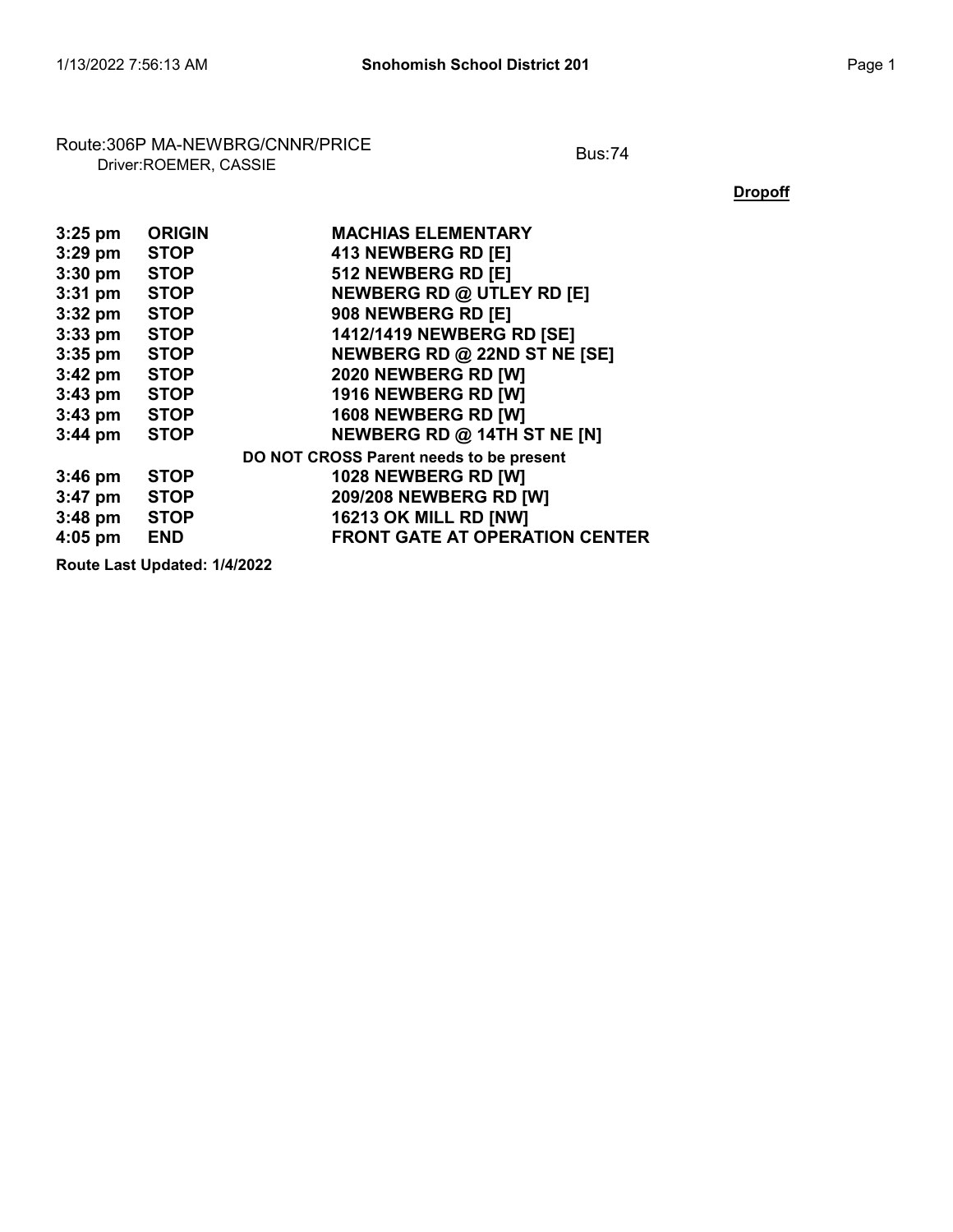Route:306P MA-NEWBRG/CNNR/PRICE
Driver:ROEMER, CASSIE

Bus:74

**Dropoff**

| | | |
|---|---|---|
| **3:25 pm** | **ORIGIN** | **MACHIAS ELEMENTARY** |
| **3:29 pm** | **STOP** | **413 NEWBERG RD [E]** |
| **3:30 pm** | **STOP** | **512 NEWBERG RD [E]** |
| **3:31 pm** | **STOP** | **NEWBERG RD @ UTLEY RD [E]** |
| **3:32 pm** | **STOP** | **908 NEWBERG RD [E]** |
| **3:33 pm** | **STOP** | **1412/1419 NEWBERG RD [SE]** |
| **3:35 pm** | **STOP** | **NEWBERG RD @ 22ND ST NE [SE]** |
| **3:42 pm** | **STOP** | **2020 NEWBERG RD [W]** |
| **3:43 pm** | **STOP** | **1916 NEWBERG RD [W]** |
| **3:43 pm** | **STOP** | **1608 NEWBERG RD [W]** |
| **3:44 pm** | **STOP** | **NEWBERG RD @ 14TH ST NE [N]** |
| | | **DO NOT CROSS Parent needs to be present** |
| **3:46 pm** | **STOP** | **1028 NEWBERG RD [W]** |
| **3:47 pm** | **STOP** | **209/208 NEWBERG RD [W]** |
| **3:48 pm** | **STOP** | **16213 OK MILL RD [NW]** |
| **4:05 pm** | **END** | **FRONT GATE AT OPERATION CENTER** |

**Route Last Updated: 1/4/2022**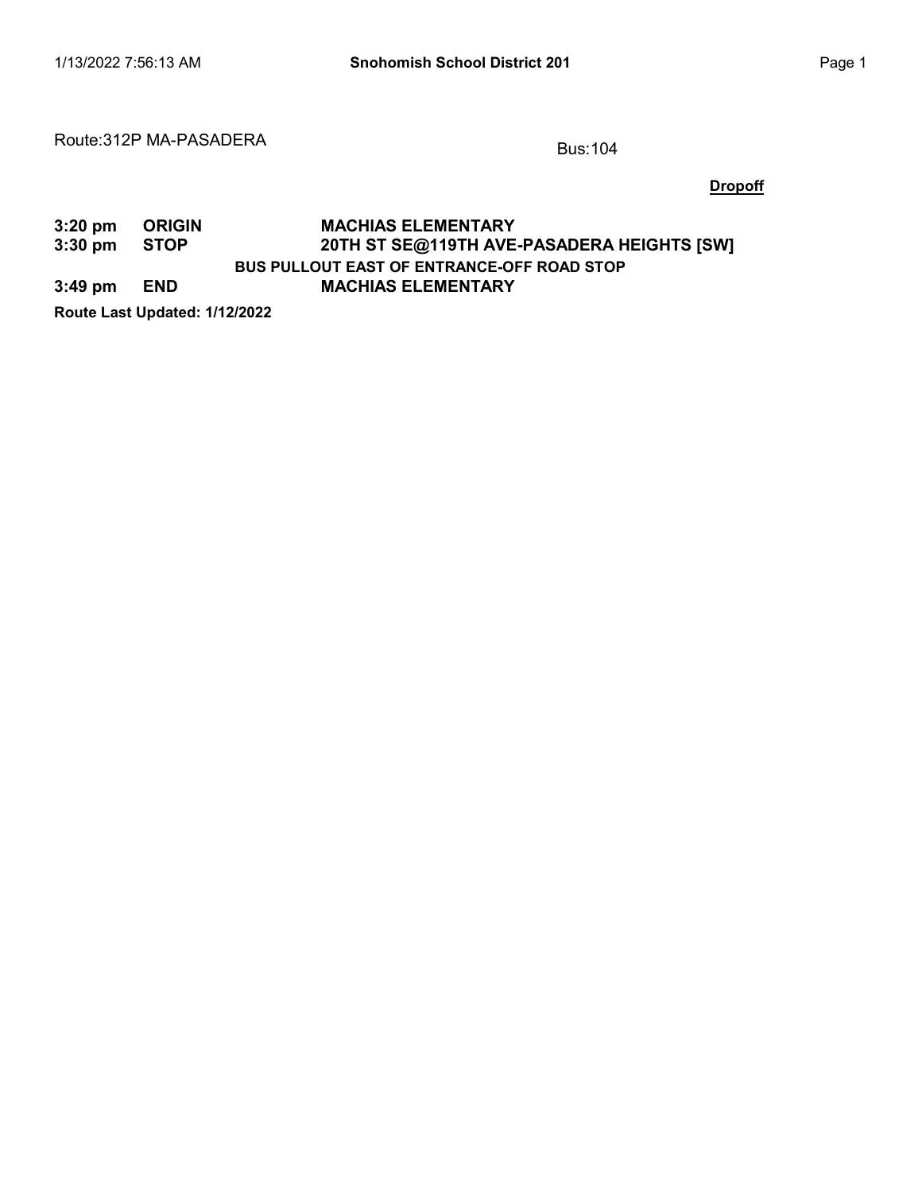**Snohomish School District 201**

Route:312P MA-PASADERA

Bus:104

**Dropoff**

| | | |
|---|---|---|
| **3:20 pm** | **ORIGIN** | **MACHIAS ELEMENTARY** |
| **3:30 pm** | **STOP** | **20TH ST SE@119TH AVE-PASADERA HEIGHTS [SW]** |
| | | **BUS PULLOUT EAST OF ENTRANCE-OFF ROAD STOP** |
| **3:49 pm** | **END** | **MACHIAS ELEMENTARY** |

**Route Last Updated: 1/12/2022**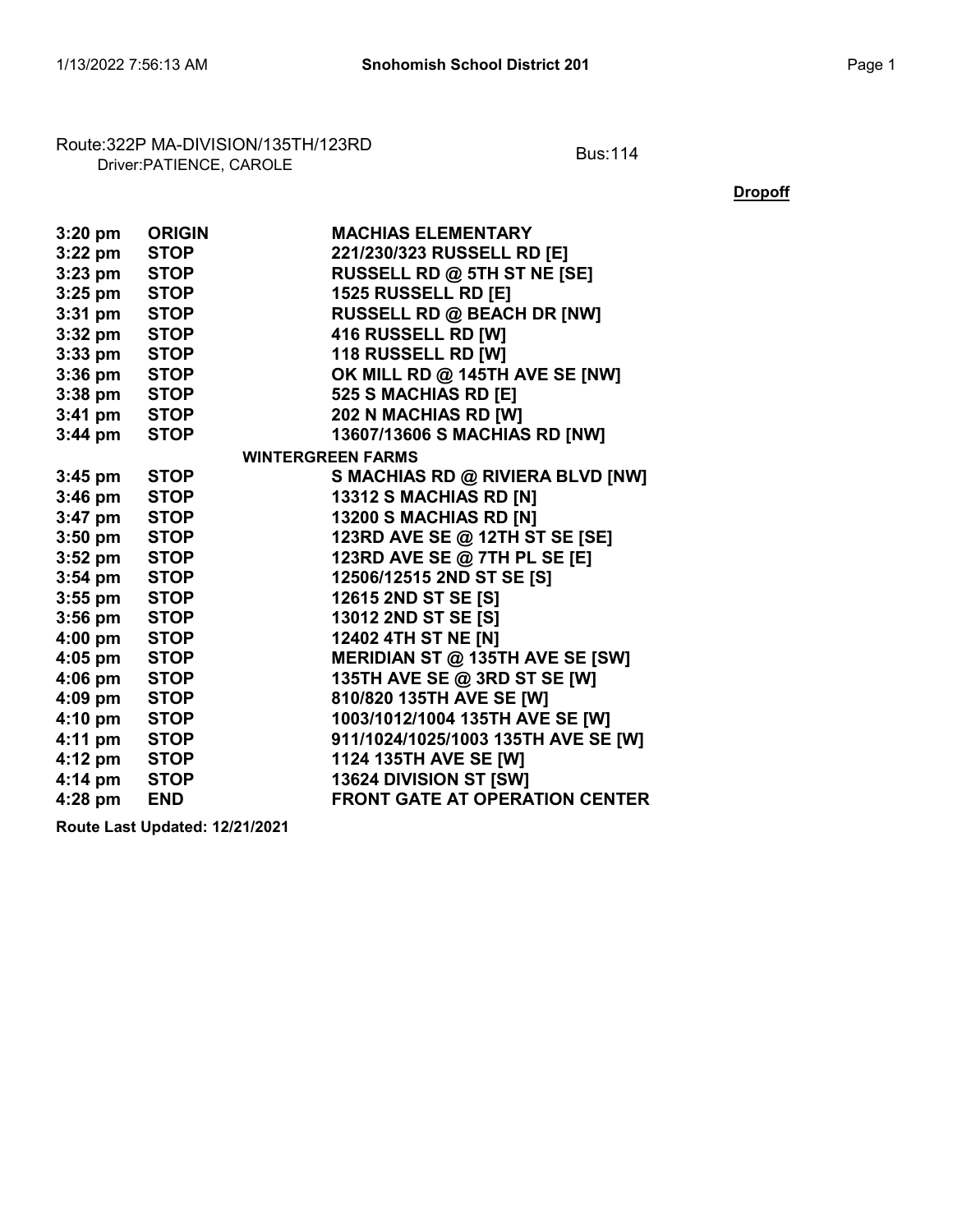Route:322P MA-DIVISION/135TH/123RD
Driver:PATIENCE, CAROLE

Bus:114

**Dropoff**

| | | |
|---|---|---|
| **3:20 pm** | **ORIGIN** | **MACHIAS ELEMENTARY** |
| **3:22 pm** | **STOP** | **221/230/323 RUSSELL RD [E]** |
| **3:23 pm** | **STOP** | **RUSSELL RD @ 5TH ST NE [SE]** |
| **3:25 pm** | **STOP** | **1525 RUSSELL RD [E]** |
| **3:31 pm** | **STOP** | **RUSSELL RD @ BEACH DR [NW]** |
| **3:32 pm** | **STOP** | **416 RUSSELL RD [W]** |
| **3:33 pm** | **STOP** | **118 RUSSELL RD [W]** |
| **3:36 pm** | **STOP** | **OK MILL RD @ 145TH AVE SE [NW]** |
| **3:38 pm** | **STOP** | **525 S MACHIAS RD [E]** |
| **3:41 pm** | **STOP** | **202 N MACHIAS RD [W]** |
| **3:44 pm** | **STOP** | **13607/13606 S MACHIAS RD [NW]** |
| | | **WINTERGREEN FARMS** |
| **3:45 pm** | **STOP** | **S MACHIAS RD @ RIVIERA BLVD [NW]** |
| **3:46 pm** | **STOP** | **13312 S MACHIAS RD [N]** |
| **3:47 pm** | **STOP** | **13200 S MACHIAS RD [N]** |
| **3:50 pm** | **STOP** | **123RD AVE SE @ 12TH ST SE [SE]** |
| **3:52 pm** | **STOP** | **123RD AVE SE @ 7TH PL SE [E]** |
| **3:54 pm** | **STOP** | **12506/12515 2ND ST SE [S]** |
| **3:55 pm** | **STOP** | **12615 2ND ST SE [S]** |
| **3:56 pm** | **STOP** | **13012 2ND ST SE [S]** |
| **4:00 pm** | **STOP** | **12402 4TH ST NE [N]** |
| **4:05 pm** | **STOP** | **MERIDIAN ST @ 135TH AVE SE [SW]** |
| **4:06 pm** | **STOP** | **135TH AVE SE @ 3RD ST SE [W]** |
| **4:09 pm** | **STOP** | **810/820 135TH AVE SE [W]** |
| **4:10 pm** | **STOP** | **1003/1012/1004 135TH AVE SE [W]** |
| **4:11 pm** | **STOP** | **911/1024/1025/1003 135TH AVE SE [W]** |
| **4:12 pm** | **STOP** | **1124 135TH AVE SE [W]** |
| **4:14 pm** | **STOP** | **13624 DIVISION ST [SW]** |
| **4:28 pm** | **END** | **FRONT GATE AT OPERATION CENTER** |

**Route Last Updated: 12/21/2021**